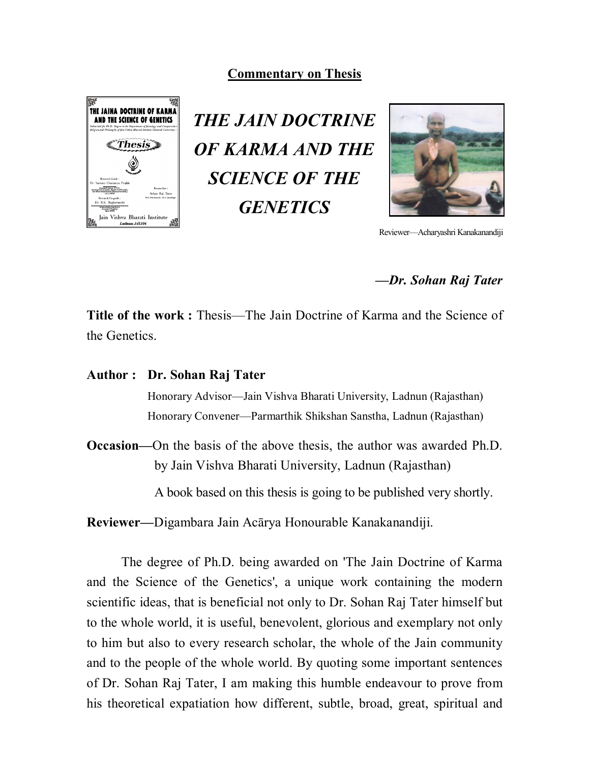## Commentary on Thesis

# *THE JAIN DOCTRINE OF KARMA AND THE SCIENCE OF THE GENETICS*

Reviewer—Acharyashri Kanakanandiji

***—Dr. Sohan Raj Tater***

**Title of the work :** Thesis—The Jain Doctrine of Karma and the Science of the Genetics.

**Author : Dr. Sohan Raj Tater**

Honorary Advisor—Jain Vishva Bharati University, Ladnun (Rajasthan)
Honorary Convener—Parmarthik Shikshan Sanstha, Ladnun (Rajasthan)

**Occasion—**On the basis of the above thesis, the author was awarded Ph.D. by Jain Vishva Bharati University, Ladnun (Rajasthan)

A book based on this thesis is going to be published very shortly.

**Reviewer—**Digambara Jain Acārya Honourable Kanakanandiji.

The degree of Ph.D. being awarded on 'The Jain Doctrine of Karma and the Science of the Genetics', a unique work containing the modern scientific ideas, that is beneficial not only to Dr. Sohan Raj Tater himself but to the whole world, it is useful, benevolent, glorious and exemplary not only to him but also to every research scholar, the whole of the Jain community and to the people of the whole world. By quoting some important sentences of Dr. Sohan Raj Tater, I am making this humble endeavour to prove from his theoretical expatiation how different, subtle, broad, great, spiritual and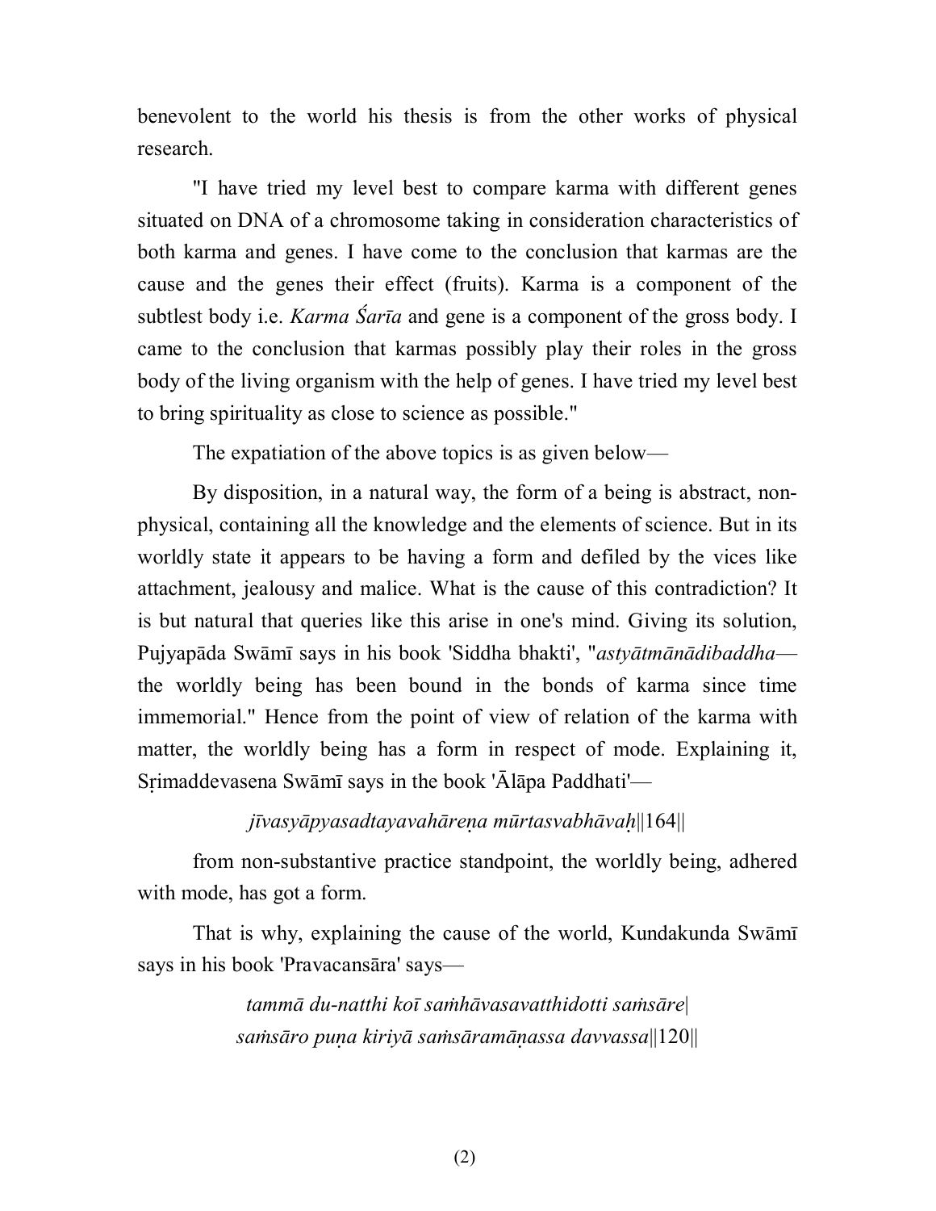benevolent to the world his thesis is from the other works of physical research.

"I have tried my level best to compare karma with different genes situated on DNA of a chromosome taking in consideration characteristics of both karma and genes. I have come to the conclusion that karmas are the cause and the genes their effect (fruits). Karma is a component of the subtlest body i.e. *Karma Śarīa* and gene is a component of the gross body. I came to the conclusion that karmas possibly play their roles in the gross body of the living organism with the help of genes. I have tried my level best to bring spirituality as close to science as possible."

The expatiation of the above topics is as given below—

By disposition, in a natural way, the form of a being is abstract, non-physical, containing all the knowledge and the elements of science. But in its worldly state it appears to be having a form and defiled by the vices like attachment, jealousy and malice. What is the cause of this contradiction? It is but natural that queries like this arise in one's mind. Giving its solution, Pujyapāda Swāmī says in his book 'Siddha bhakti', "*astyātmānādibaddha*— the worldly being has been bound in the bonds of karma since time immemorial." Hence from the point of view of relation of the karma with matter, the worldly being has a form in respect of mode. Explaining it, Sṛimaddevasena Swāmī says in the book 'Ālāpa Paddhati'—

*jīvasyāpyasadtayavahāreṇa mūrtasvabhāvaḥ*||164||

from non-substantive practice standpoint, the worldly being, adhered with mode, has got a form.

That is why, explaining the cause of the world, Kundakunda Swāmī says in his book 'Pravacansāra' says—

*tammā du-natthi koī saṁhāvasavatthidotti saṁsāre*|
*saṁsāro puṇa kiriyā saṁsāramāṇassa davvassa*||120||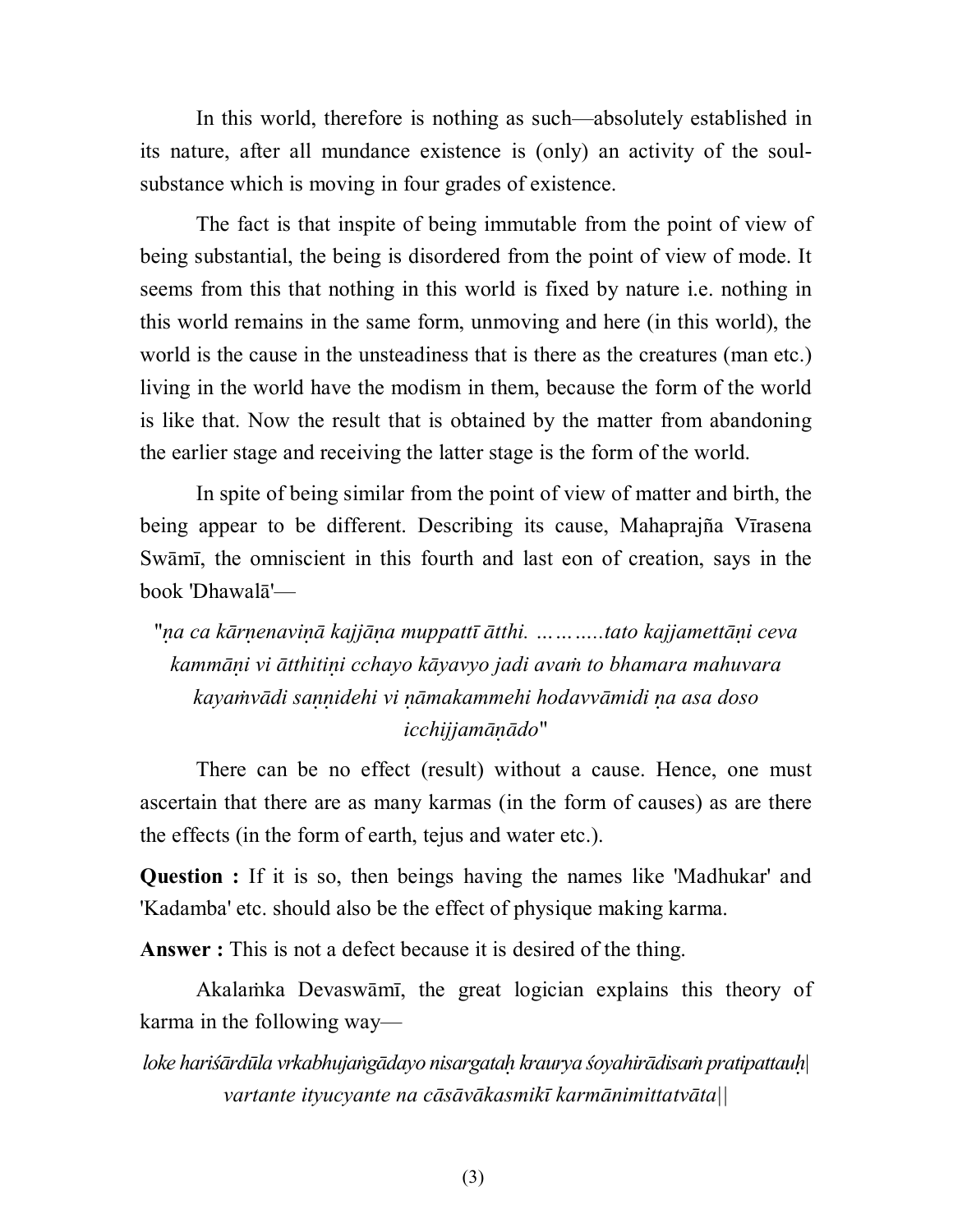In this world, therefore is nothing as such—absolutely established in its nature, after all mundance existence is (only) an activity of the soul-substance which is moving in four grades of existence.

The fact is that inspite of being immutable from the point of view of being substantial, the being is disordered from the point of view of mode. It seems from this that nothing in this world is fixed by nature i.e. nothing in this world remains in the same form, unmoving and here (in this world), the world is the cause in the unsteadiness that is there as the creatures (man etc.) living in the world have the modism in them, because the form of the world is like that. Now the result that is obtained by the matter from abandoning the earlier stage and receiving the latter stage is the form of the world.

In spite of being similar from the point of view of matter and birth, the being appear to be different. Describing its cause, Mahaprajña Vīrasena Swāmī, the omniscient in this fourth and last eon of creation, says in the book 'Dhawalā'—

*"ṇa ca kārṇenaviṇā kajjāṇa muppattī ātthi. ………..tato kajjamettāṇi ceva kammāṇi vi ātthitiṇi cchayo kāyavyo jadi avaṁ to bhamara mahuvara kayaṁvādi saṇṇidehi vi ṇāmakammehi hodavvāmidi ṇa asa doso icchijjamāṇādo"*

There can be no effect (result) without a cause. Hence, one must ascertain that there are as many karmas (in the form of causes) as are there the effects (in the form of earth, tejus and water etc.).

**Question :** If it is so, then beings having the names like 'Madhukar' and 'Kadamba' etc. should also be the effect of physique making karma.

**Answer :** This is not a defect because it is desired of the thing.

Akalaṁka Devaswāmī, the great logician explains this theory of karma in the following way—

*loke hariśārdūla vrkabhujaṅgādayo nisargataḥ kraurya śoyahirādisaṁ pratipattauḥ| vartante ityucyante na cāsāvākasmikī karmānimittatvāta||*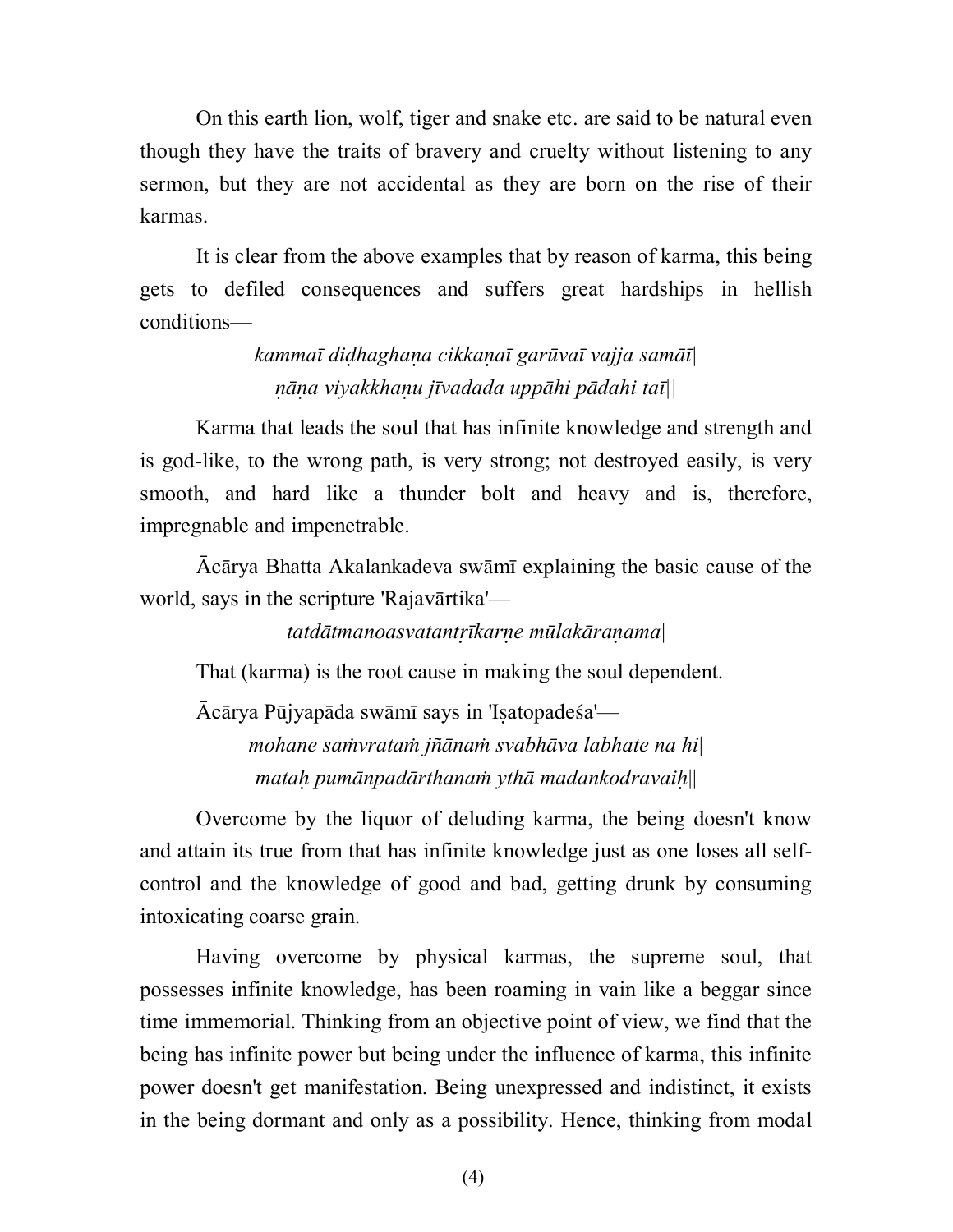On this earth lion, wolf, tiger and snake etc. are said to be natural even though they have the traits of bravery and cruelty without listening to any sermon, but they are not accidental as they are born on the rise of their karmas.

It is clear from the above examples that by reason of karma, this being gets to defiled consequences and suffers great hardships in hellish conditions—

*kammaī diḍhaghaṇa cikkaṇaī garūvaī vajja samāī|*
*ṇāṇa viyakkhaṇu jīvadada uppāhi pādahi taī||*

Karma that leads the soul that has infinite knowledge and strength and is god-like, to the wrong path, is very strong; not destroyed easily, is very smooth, and hard like a thunder bolt and heavy and is, therefore, impregnable and impenetrable.

Ācārya Bhatta Akalankadeva swāmī explaining the basic cause of the world, says in the scripture 'Rajavārtika'—

*tatdātmanoasvatantṛīkarṇe mūlakāraṇama|*

That (karma) is the root cause in making the soul dependent.

Ācārya Pūjyapāda swāmī says in 'Iṣatopadeśa'—

*mohane saṁvrataṁ jñānaṁ svabhāva labhate na hi|*
*mataḥ pumānpadārthanaṁ ythā madankodravaiḥ||*

Overcome by the liquor of deluding karma, the being doesn't know and attain its true from that has infinite knowledge just as one loses all self-control and the knowledge of good and bad, getting drunk by consuming intoxicating coarse grain.

Having overcome by physical karmas, the supreme soul, that possesses infinite knowledge, has been roaming in vain like a beggar since time immemorial. Thinking from an objective point of view, we find that the being has infinite power but being under the influence of karma, this infinite power doesn't get manifestation. Being unexpressed and indistinct, it exists in the being dormant and only as a possibility. Hence, thinking from modal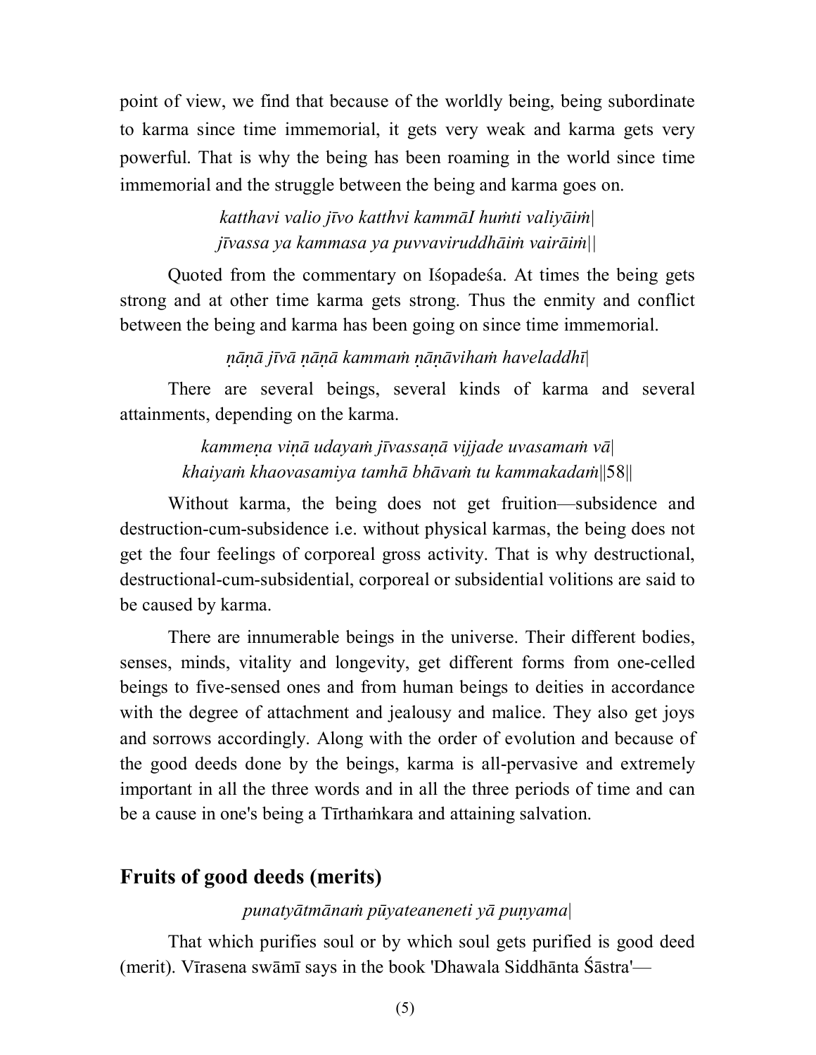point of view, we find that because of the worldly being, being subordinate to karma since time immemorial, it gets very weak and karma gets very powerful. That is why the being has been roaming in the world since time immemorial and the struggle between the being and karma goes on.

*katthavi valio jīvo katthvi kammāI huṁti valiyāiṁ|*
*jīvassa ya kammasa ya puvvaviruddhāiṁ vairāiṁ||*

Quoted from the commentary on Iśopadeśa. At times the being gets strong and at other time karma gets strong. Thus the enmity and conflict between the being and karma has been going on since time immemorial.

*ṇāṇā jīvā ṇāṇā kammaṁ ṇāṇāvihaṁ haveladdhī|*

There are several beings, several kinds of karma and several attainments, depending on the karma.

*kammeṇa viṇā udayaṁ jīvassaṇā vijjade uvasamaṁ vā|*
*khaiyaṁ khaovasamiya tamhā bhāvaṁ tu kammakadaṁ*||58||

Without karma, the being does not get fruition—subsidence and destruction-cum-subsidence i.e. without physical karmas, the being does not get the four feelings of corporeal gross activity. That is why destructional, destructional-cum-subsidential, corporeal or subsidential volitions are said to be caused by karma.

There are innumerable beings in the universe. Their different bodies, senses, minds, vitality and longevity, get different forms from one-celled beings to five-sensed ones and from human beings to deities in accordance with the degree of attachment and jealousy and malice. They also get joys and sorrows accordingly. Along with the order of evolution and because of the good deeds done by the beings, karma is all-pervasive and extremely important in all the three words and in all the three periods of time and can be a cause in one's being a Tīrthaṁkara and attaining salvation.

## Fruits of good deeds (merits)

*punatyātmānaṁ pūyateaneneti yā puṇyama|*

That which purifies soul or by which soul gets purified is good deed (merit). Vīrasena swāmī says in the book 'Dhawala Siddhānta Śāstra'—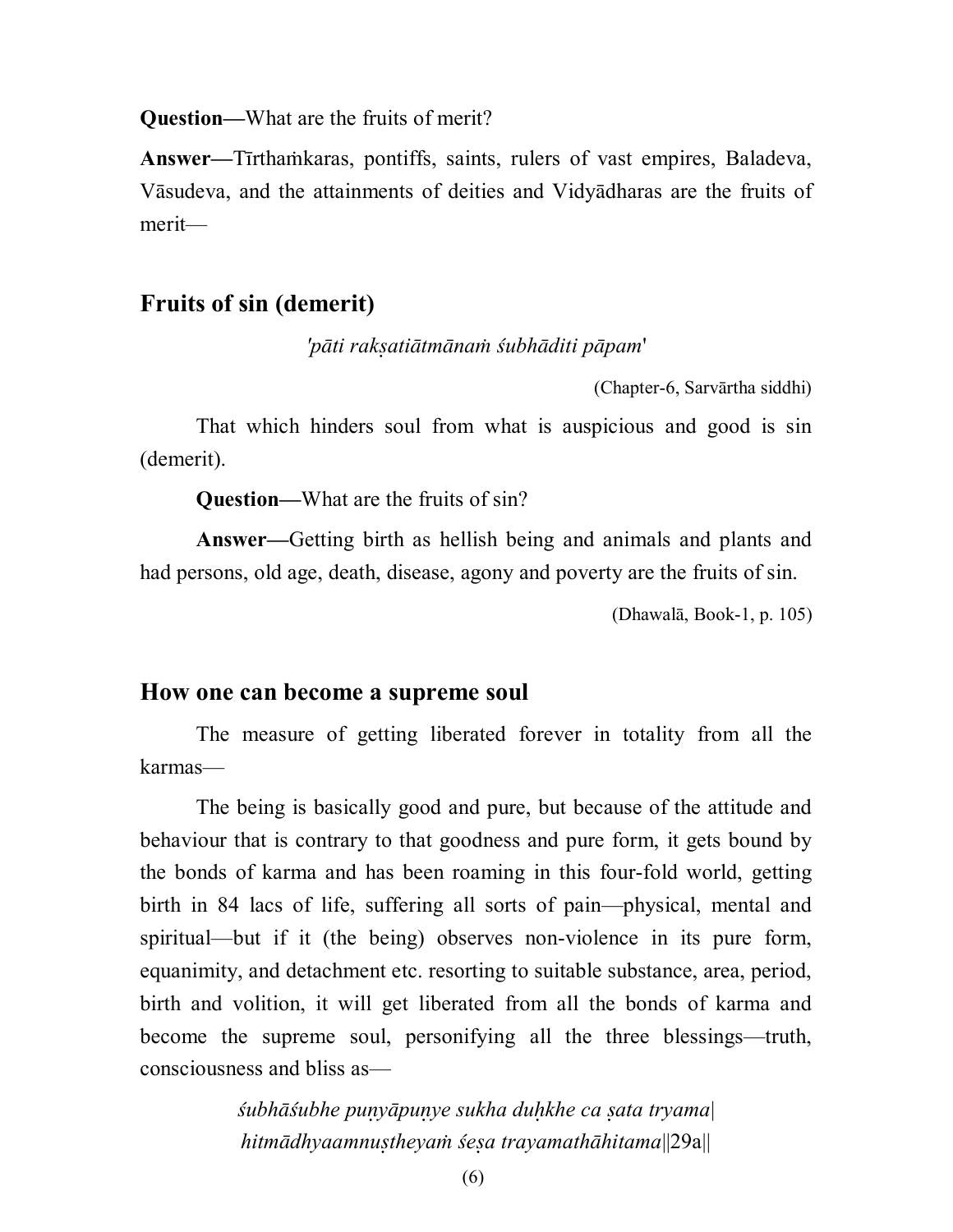**Question—**What are the fruits of merit?

**Answer—**Tīrthaṁkaras, pontiffs, saints, rulers of vast empires, Baladeva, Vāsudeva, and the attainments of deities and Vidyādharas are the fruits of merit—

## Fruits of sin (demerit)

*'pāti rakṣatiātmānaṁ śubhāditi pāpam'*

(Chapter-6, Sarvārtha siddhi)

That which hinders soul from what is auspicious and good is sin (demerit).

**Question—**What are the fruits of sin?

**Answer—**Getting birth as hellish being and animals and plants and had persons, old age, death, disease, agony and poverty are the fruits of sin.

(Dhawalā, Book-1, p. 105)

## How one can become a supreme soul

The measure of getting liberated forever in totality from all the karmas—

The being is basically good and pure, but because of the attitude and behaviour that is contrary to that goodness and pure form, it gets bound by the bonds of karma and has been roaming in this four-fold world, getting birth in 84 lacs of life, suffering all sorts of pain—physical, mental and spiritual—but if it (the being) observes non-violence in its pure form, equanimity, and detachment etc. resorting to suitable substance, area, period, birth and volition, it will get liberated from all the bonds of karma and become the supreme soul, personifying all the three blessings—truth, consciousness and bliss as—

*śubhāśubhe puṇyāpuṇye sukha duḥkhe ca ṣata tryama|*
*hitmādhyaamnuṣtheyaṁ śeṣa trayamathāhitama||29a||*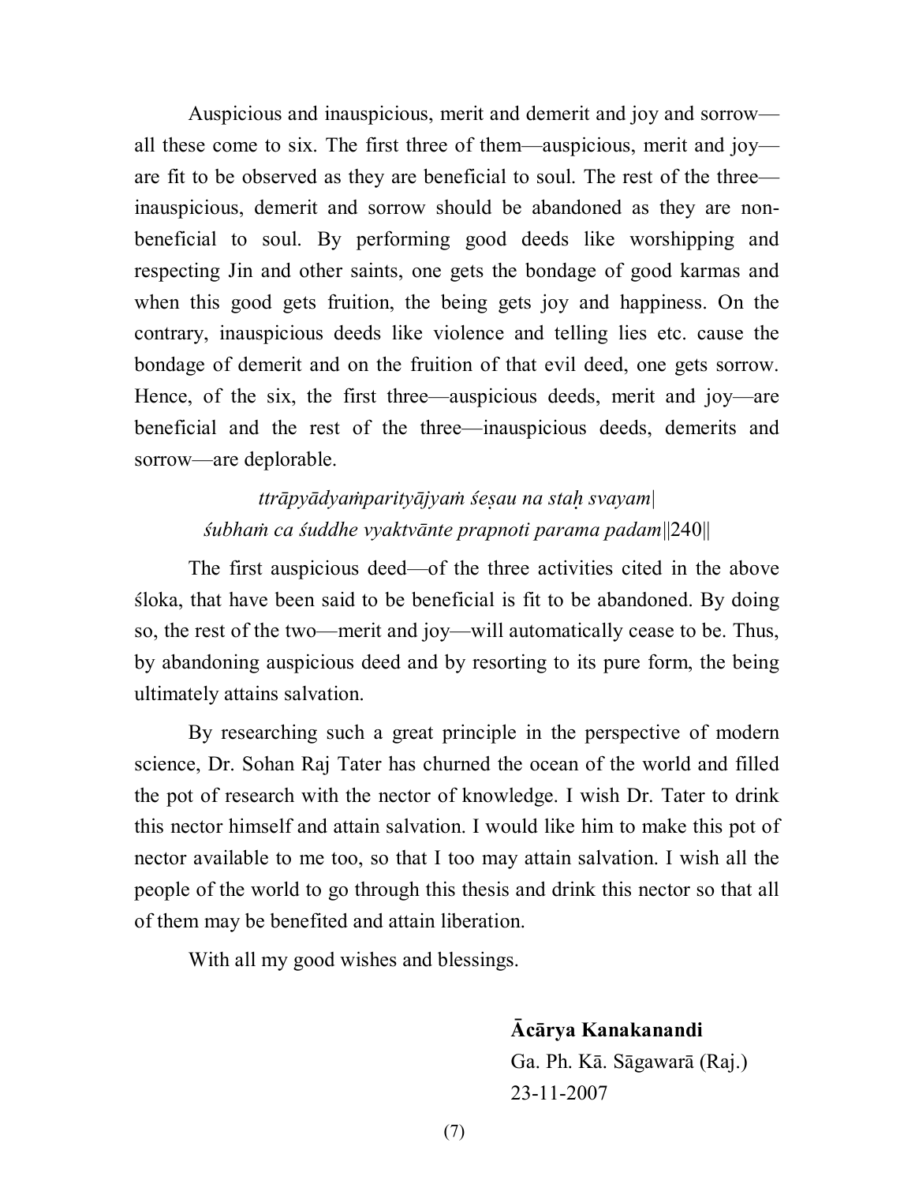Auspicious and inauspicious, merit and demerit and joy and sorrow—all these come to six. The first three of them—auspicious, merit and joy—are fit to be observed as they are beneficial to soul. The rest of the three—inauspicious, demerit and sorrow should be abandoned as they are non-beneficial to soul. By performing good deeds like worshipping and respecting Jin and other saints, one gets the bondage of good karmas and when this good gets fruition, the being gets joy and happiness. On the contrary, inauspicious deeds like violence and telling lies etc. cause the bondage of demerit and on the fruition of that evil deed, one gets sorrow. Hence, of the six, the first three—auspicious deeds, merit and joy—are beneficial and the rest of the three—inauspicious deeds, demerits and sorrow—are deplorable.

*ttrāpyādyaṁparityājyaṁ śeṣau na staḥ svayam|*
*śubhaṁ ca śuddhe vyaktvānte prapnoti parama padam*||240||

The first auspicious deed—of the three activities cited in the above śloka, that have been said to be beneficial is fit to be abandoned. By doing so, the rest of the two—merit and joy—will automatically cease to be. Thus, by abandoning auspicious deed and by resorting to its pure form, the being ultimately attains salvation.

By researching such a great principle in the perspective of modern science, Dr. Sohan Raj Tater has churned the ocean of the world and filled the pot of research with the nector of knowledge. I wish Dr. Tater to drink this nector himself and attain salvation. I would like him to make this pot of nector available to me too, so that I too may attain salvation. I wish all the people of the world to go through this thesis and drink this nector so that all of them may be benefited and attain liberation.

With all my good wishes and blessings.

**Ācārya Kanakanandi**
Ga. Ph. Kā. Sāgawarā (Raj.)
23-11-2007